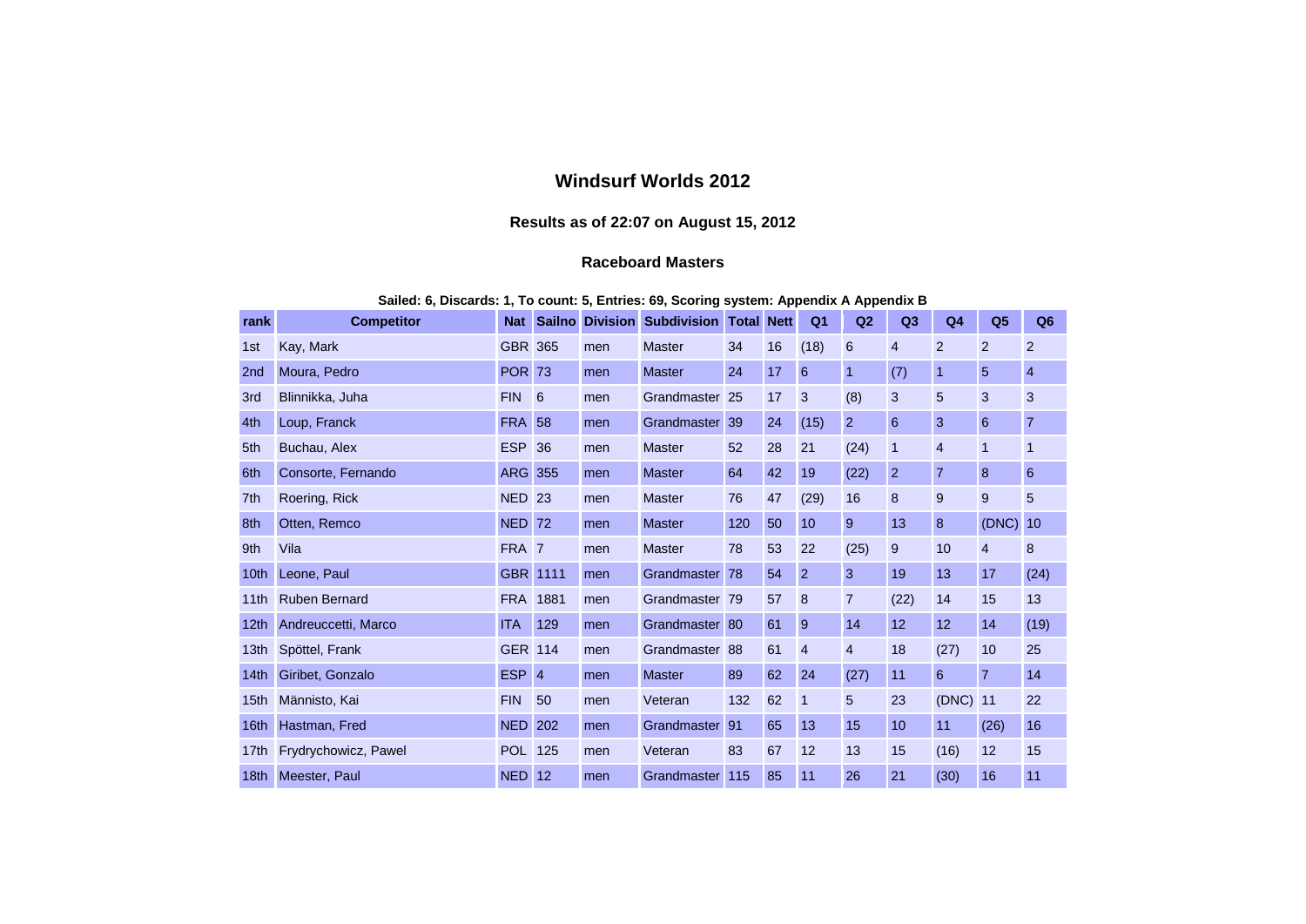# Windsurf Worlds 2012

### Results as of 22:07 on August 15, 2012

### Raceboard Masters

**Sailed: 6, Discards: 1, To count: 5, Entries: 69, Scoring system: Appendix A Appendix B**

| rank | Competitor | Nat | Sailno | Division | Subdivision | Total | Nett | Q1 | Q2 | Q3 | Q4 | Q5 | Q6 |
|---|---|---|---|---|---|---|---|---|---|---|---|---|---|
| 1st | Kay, Mark | GBR | 365 | men | Master | 34 | 16 | (18) | 6 | 4 | 2 | 2 | 2 |
| 2nd | Moura, Pedro | POR | 73 | men | Master | 24 | 17 | 6 | 1 | (7) | 1 | 5 | 4 |
| 3rd | Blinnikka, Juha | FIN | 6 | men | Grandmaster | 25 | 17 | 3 | (8) | 3 | 5 | 3 | 3 |
| 4th | Loup, Franck | FRA | 58 | men | Grandmaster | 39 | 24 | (15) | 2 | 6 | 3 | 6 | 7 |
| 5th | Buchau, Alex | ESP | 36 | men | Master | 52 | 28 | 21 | (24) | 1 | 4 | 1 | 1 |
| 6th | Consorte, Fernando | ARG | 355 | men | Master | 64 | 42 | 19 | (22) | 2 | 7 | 8 | 6 |
| 7th | Roering, Rick | NED | 23 | men | Master | 76 | 47 | (29) | 16 | 8 | 9 | 9 | 5 |
| 8th | Otten, Remco | NED | 72 | men | Master | 120 | 50 | 10 | 9 | 13 | 8 | (DNC) | 10 |
| 9th | Vila | FRA | 7 | men | Master | 78 | 53 | 22 | (25) | 9 | 10 | 4 | 8 |
| 10th | Leone, Paul | GBR | 1111 | men | Grandmaster | 78 | 54 | 2 | 3 | 19 | 13 | 17 | (24) |
| 11th | Ruben Bernard | FRA | 1881 | men | Grandmaster | 79 | 57 | 8 | 7 | (22) | 14 | 15 | 13 |
| 12th | Andreuccetti, Marco | ITA | 129 | men | Grandmaster | 80 | 61 | 9 | 14 | 12 | 12 | 14 | (19) |
| 13th | Spöttel, Frank | GER | 114 | men | Grandmaster | 88 | 61 | 4 | 4 | 18 | (27) | 10 | 25 |
| 14th | Giribet, Gonzalo | ESP | 4 | men | Master | 89 | 62 | 24 | (27) | 11 | 6 | 7 | 14 |
| 15th | Männisto, Kai | FIN | 50 | men | Veteran | 132 | 62 | 1 | 5 | 23 | (DNC) | 11 | 22 |
| 16th | Hastman, Fred | NED | 202 | men | Grandmaster | 91 | 65 | 13 | 15 | 10 | 11 | (26) | 16 |
| 17th | Frydrychowicz, Pawel | POL | 125 | men | Veteran | 83 | 67 | 12 | 13 | 15 | (16) | 12 | 15 |
| 18th | Meester, Paul | NED | 12 | men | Grandmaster | 115 | 85 | 11 | 26 | 21 | (30) | 16 | 11 |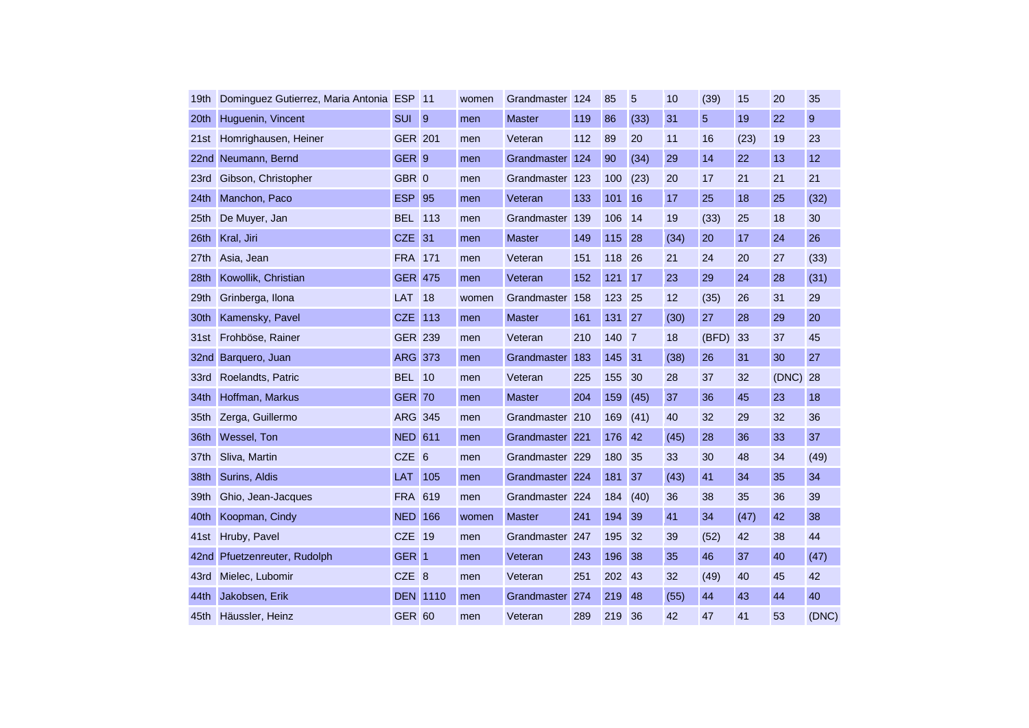| | | | | | | | | | | | | | | |
|---|---|---|---|---|---|---|---|---|---|---|---|---|---|---|
| 19th | Dominguez Gutierrez, Maria Antonia | ESP | 11 | women | Grandmaster | 124 | 85 | 5 | 10 | (39) | 15 | 20 | 35 |
| 20th | Huguenin, Vincent | SUI | 9 | men | Master | 119 | 86 | (33) | 31 | 5 | 19 | 22 | 9 |
| 21st | Homrighausen, Heiner | GER | 201 | men | Veteran | 112 | 89 | 20 | 11 | 16 | (23) | 19 | 23 |
| 22nd | Neumann, Bernd | GER | 9 | men | Grandmaster | 124 | 90 | (34) | 29 | 14 | 22 | 13 | 12 |
| 23rd | Gibson, Christopher | GBR | 0 | men | Grandmaster | 123 | 100 | (23) | 20 | 17 | 21 | 21 | 21 |
| 24th | Manchon, Paco | ESP | 95 | men | Veteran | 133 | 101 | 16 | 17 | 25 | 18 | 25 | (32) |
| 25th | De Muyer, Jan | BEL | 113 | men | Grandmaster | 139 | 106 | 14 | 19 | (33) | 25 | 18 | 30 |
| 26th | Kral, Jiri | CZE | 31 | men | Master | 149 | 115 | 28 | (34) | 20 | 17 | 24 | 26 |
| 27th | Asia, Jean | FRA | 171 | men | Veteran | 151 | 118 | 26 | 21 | 24 | 20 | 27 | (33) |
| 28th | Kowollik, Christian | GER | 475 | men | Veteran | 152 | 121 | 17 | 23 | 29 | 24 | 28 | (31) |
| 29th | Grinberga, Ilona | LAT | 18 | women | Grandmaster | 158 | 123 | 25 | 12 | (35) | 26 | 31 | 29 |
| 30th | Kamensky, Pavel | CZE | 113 | men | Master | 161 | 131 | 27 | (30) | 27 | 28 | 29 | 20 |
| 31st | Frohböse, Rainer | GER | 239 | men | Veteran | 210 | 140 | 7 | 18 | (BFD) | 33 | 37 | 45 |
| 32nd | Barquero, Juan | ARG | 373 | men | Grandmaster | 183 | 145 | 31 | (38) | 26 | 31 | 30 | 27 |
| 33rd | Roelandts, Patric | BEL | 10 | men | Veteran | 225 | 155 | 30 | 28 | 37 | 32 | (DNC) | 28 |
| 34th | Hoffman, Markus | GER | 70 | men | Master | 204 | 159 | (45) | 37 | 36 | 45 | 23 | 18 |
| 35th | Zerga, Guillermo | ARG | 345 | men | Grandmaster | 210 | 169 | (41) | 40 | 32 | 29 | 32 | 36 |
| 36th | Wessel, Ton | NED | 611 | men | Grandmaster | 221 | 176 | 42 | (45) | 28 | 36 | 33 | 37 |
| 37th | Sliva, Martin | CZE | 6 | men | Grandmaster | 229 | 180 | 35 | 33 | 30 | 48 | 34 | (49) |
| 38th | Surins, Aldis | LAT | 105 | men | Grandmaster | 224 | 181 | 37 | (43) | 41 | 34 | 35 | 34 |
| 39th | Ghio, Jean-Jacques | FRA | 619 | men | Grandmaster | 224 | 184 | (40) | 36 | 38 | 35 | 36 | 39 |
| 40th | Koopman, Cindy | NED | 166 | women | Master | 241 | 194 | 39 | 41 | 34 | (47) | 42 | 38 |
| 41st | Hruby, Pavel | CZE | 19 | men | Grandmaster | 247 | 195 | 32 | 39 | (52) | 42 | 38 | 44 |
| 42nd | Pfuetzenreuter, Rudolph | GER | 1 | men | Veteran | 243 | 196 | 38 | 35 | 46 | 37 | 40 | (47) |
| 43rd | Mielec, Lubomir | CZE | 8 | men | Veteran | 251 | 202 | 43 | 32 | (49) | 40 | 45 | 42 |
| 44th | Jakobsen, Erik | DEN | 1110 | men | Grandmaster | 274 | 219 | 48 | (55) | 44 | 43 | 44 | 40 |
| 45th | Häussler, Heinz | GER | 60 | men | Veteran | 289 | 219 | 36 | 42 | 47 | 41 | 53 | (DNC) |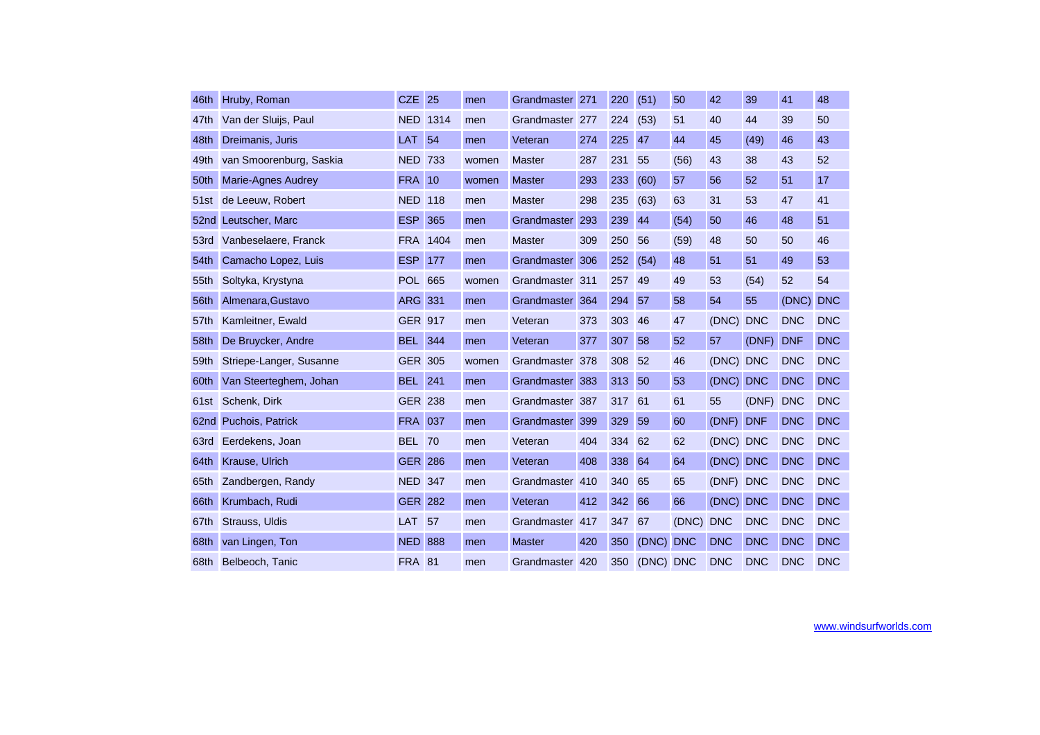| | | | | | | | | | | | | | | |
|---|---|---|---|---|---|---|---|---|---|---|---|---|---|---|
| 46th | Hruby, Roman | CZE | 25 | men | Grandmaster | 271 | 220 | (51) | 50 | 42 | 39 | 41 | 48 |
| 47th | Van der Sluijs, Paul | NED | 1314 | men | Grandmaster | 277 | 224 | (53) | 51 | 40 | 44 | 39 | 50 |
| 48th | Dreimanis, Juris | LAT | 54 | men | Veteran | 274 | 225 | 47 | 44 | 45 | (49) | 46 | 43 |
| 49th | van Smoorenburg, Saskia | NED | 733 | women | Master | 287 | 231 | 55 | (56) | 43 | 38 | 43 | 52 |
| 50th | Marie-Agnes Audrey | FRA | 10 | women | Master | 293 | 233 | (60) | 57 | 56 | 52 | 51 | 17 |
| 51st | de Leeuw, Robert | NED | 118 | men | Master | 298 | 235 | (63) | 63 | 31 | 53 | 47 | 41 |
| 52nd | Leutscher, Marc | ESP | 365 | men | Grandmaster | 293 | 239 | 44 | (54) | 50 | 46 | 48 | 51 |
| 53rd | Vanbeselaere, Franck | FRA | 1404 | men | Master | 309 | 250 | 56 | (59) | 48 | 50 | 50 | 46 |
| 54th | Camacho Lopez, Luis | ESP | 177 | men | Grandmaster | 306 | 252 | (54) | 48 | 51 | 51 | 49 | 53 |
| 55th | Soltyka, Krystyna | POL | 665 | women | Grandmaster | 311 | 257 | 49 | 49 | 53 | (54) | 52 | 54 |
| 56th | Almenara,Gustavo | ARG | 331 | men | Grandmaster | 364 | 294 | 57 | 58 | 54 | 55 | (DNC) | DNC |
| 57th | Kamleitner, Ewald | GER | 917 | men | Veteran | 373 | 303 | 46 | 47 | (DNC) | DNC | DNC | DNC |
| 58th | De Bruycker, Andre | BEL | 344 | men | Veteran | 377 | 307 | 58 | 52 | 57 | (DNF) | DNF | DNC |
| 59th | Striepe-Langer, Susanne | GER | 305 | women | Grandmaster | 378 | 308 | 52 | 46 | (DNC) | DNC | DNC | DNC |
| 60th | Van Steerteghem, Johan | BEL | 241 | men | Grandmaster | 383 | 313 | 50 | 53 | (DNC) | DNC | DNC | DNC |
| 61st | Schenk, Dirk | GER | 238 | men | Grandmaster | 387 | 317 | 61 | 61 | 55 | (DNF) | DNC | DNC |
| 62nd | Puchois, Patrick | FRA | 037 | men | Grandmaster | 399 | 329 | 59 | 60 | (DNF) | DNF | DNC | DNC |
| 63rd | Eerdekens, Joan | BEL | 70 | men | Veteran | 404 | 334 | 62 | 62 | (DNC) | DNC | DNC | DNC |
| 64th | Krause, Ulrich | GER | 286 | men | Veteran | 408 | 338 | 64 | 64 | (DNC) | DNC | DNC | DNC |
| 65th | Zandbergen, Randy | NED | 347 | men | Grandmaster | 410 | 340 | 65 | 65 | (DNF) | DNC | DNC | DNC |
| 66th | Krumbach, Rudi | GER | 282 | men | Veteran | 412 | 342 | 66 | 66 | (DNC) | DNC | DNC | DNC |
| 67th | Strauss, Uldis | LAT | 57 | men | Grandmaster | 417 | 347 | 67 | (DNC) | DNC | DNC | DNC | DNC |
| 68th | van Lingen, Ton | NED | 888 | men | Master | 420 | 350 | (DNC) | DNC | DNC | DNC | DNC | DNC |
| 68th | Belbeoch, Tanic | FRA | 81 | men | Grandmaster | 420 | 350 | (DNC) | DNC | DNC | DNC | DNC | DNC |

www.windsurfworlds.com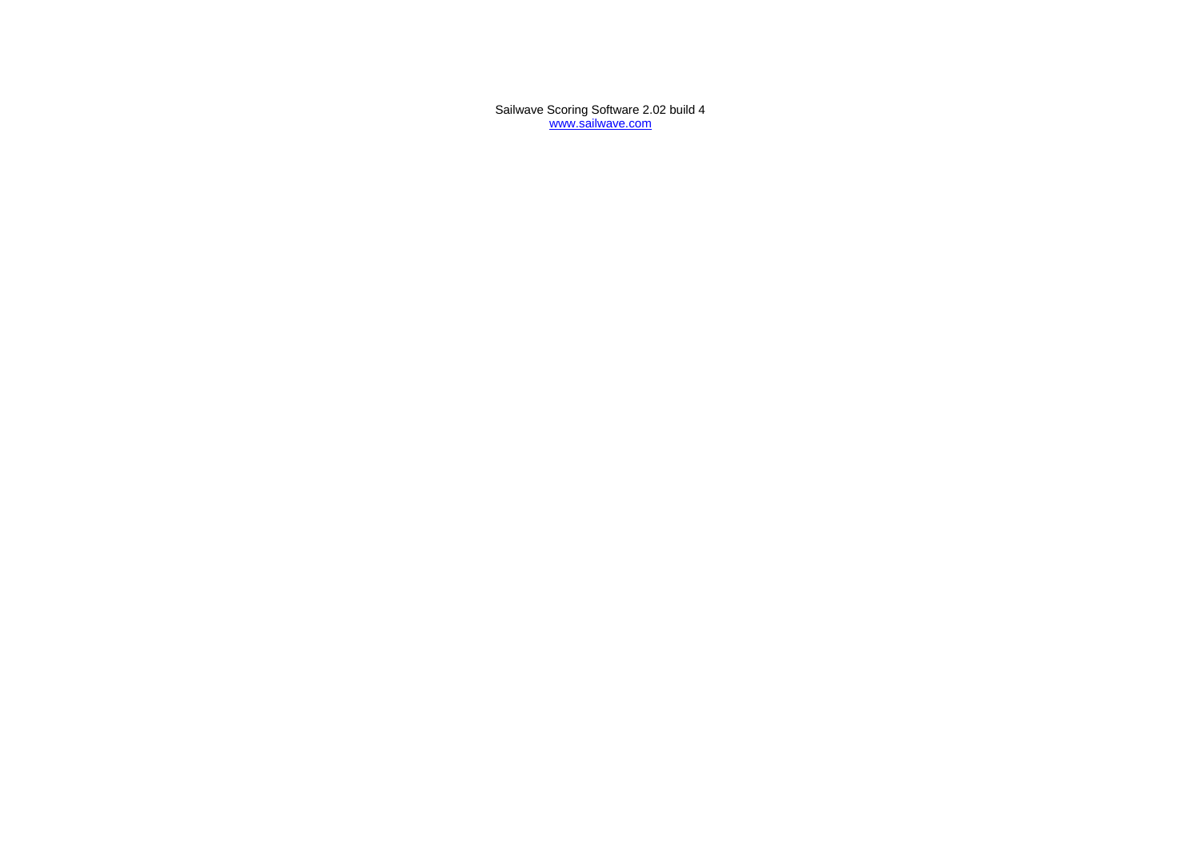Sailwave Scoring Software 2.02 build 4
[www.sailwave.com](http://www.sailwave.com)